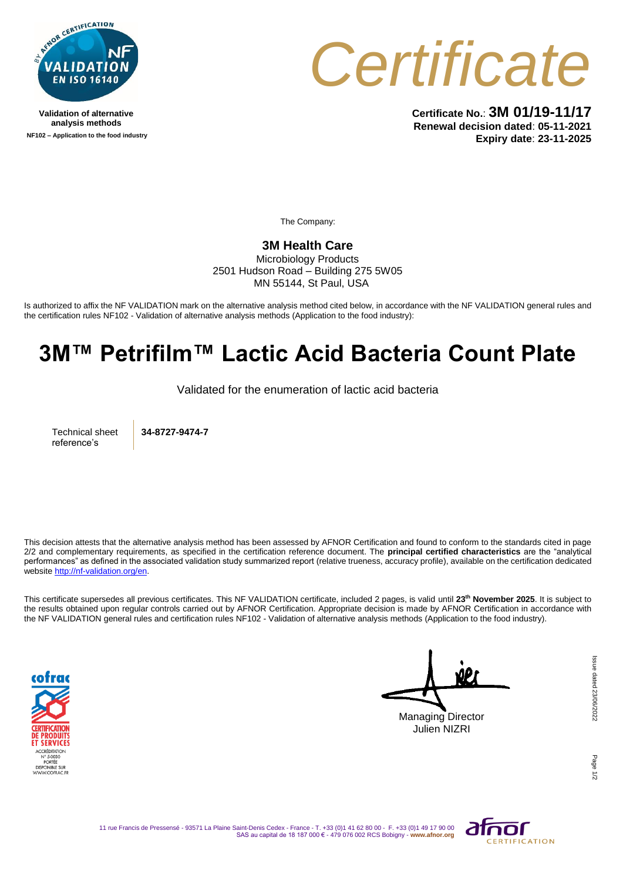Validation of alternative analysis methods

NF102 – Application to the food industry

# Certificate

**Certificate No.**: **3M 01/19-11/17**
**Renewal decision dated**: **05-11-2021**
**Expiry date**: **23-11-2025**

The Company:

**3M Health Care**
Microbiology Products
2501 Hudson Road – Building 275 5W05
MN 55144, St Paul, USA

Is authorized to affix the NF VALIDATION mark on the alternative analysis method cited below, in accordance with the NF VALIDATION general rules and the certification rules NF102 - Validation of alternative analysis methods (Application to the food industry):

# 3M™ Petrifilm™ Lactic Acid Bacteria Count Plate

Validated for the enumeration of lactic acid bacteria

| Technical sheet reference's | **34-8727-9474-7** |
| --- | --- |

This decision attests that the alternative analysis method has been assessed by AFNOR Certification and found to conform to the standards cited in page 2/2 and complementary requirements, as specified in the certification reference document. The **principal certified characteristics** are the "analytical performances" as defined in the associated validation study summarized report (relative trueness, accuracy profile), available on the certification dedicated website http://nf-validation.org/en.

This certificate supersedes all previous certificates. This NF VALIDATION certificate, included 2 pages, is valid until **23th November 2025**. It is subject to the results obtained upon regular controls carried out by AFNOR Certification. Appropriate decision is made by AFNOR Certification in accordance with the NF VALIDATION general rules and certification rules NF102 - Validation of alternative analysis methods (Application to the food industry).

Managing Director
Julien NIZRI

Issue dated 23/06/2022

11 rue Francis de Pressensé - 93571 La Plaine Saint-Denis Cedex - France - T. +33 (0)1 41 62 80 00 - F. +33 (0)1 49 17 90 00
SAS au capital de 18 187 000 € - 479 076 002 RCS Bobigny - www.afnor.org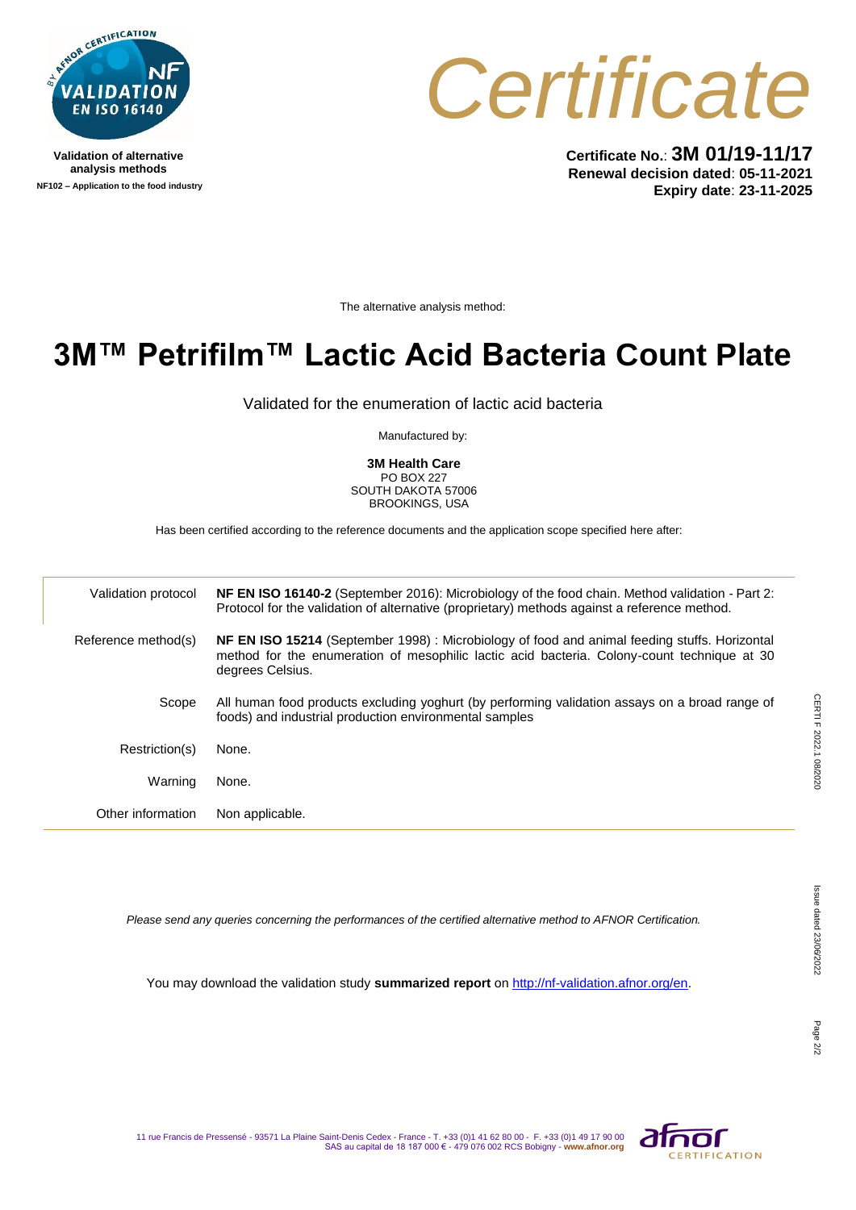NF VALIDATION EN ISO 16140

Validation of alternative analysis methods
NF102 – Application to the food industry

# Certificate

**Certificate No.**: **3M 01/19-11/17**
**Renewal decision dated**: **05-11-2021**
**Expiry date**: **23-11-2025**

The alternative analysis method:

# 3M™ Petrifilm™ Lactic Acid Bacteria Count Plate

Validated for the enumeration of lactic acid bacteria

Manufactured by:

**3M Health Care**
PO BOX 227
SOUTH DAKOTA 57006
BROOKINGS, USA

Has been certified according to the reference documents and the application scope specified here after:

| | |
|---|---|
| Validation protocol | **NF EN ISO 16140-2** (September 2016): Microbiology of the food chain. Method validation - Part 2: Protocol for the validation of alternative (proprietary) methods against a reference method. |
| Reference method(s) | **NF EN ISO 15214** (September 1998) : Microbiology of food and animal feeding stuffs. Horizontal method for the enumeration of mesophilic lactic acid bacteria. Colony-count technique at 30 degrees Celsius. |
| Scope | All human food products excluding yoghurt (by performing validation assays on a broad range of foods) and industrial production environmental samples |
| Restriction(s) | None. |
| Warning | None. |
| Other information | Non applicable. |

*Please send any queries concerning the performances of the certified alternative method to AFNOR Certification.*

You may download the validation study **summarized report** on http://nf-validation.afnor.org/en.

CERTI F 2022.1 08/2020

Issue dated 23/06/2022

11 rue Francis de Pressensé - 93571 La Plaine Saint-Denis Cedex - France - T. +33 (0)1 41 62 80 00 - F. +33 (0)1 49 17 90 00
SAS au capital de 18 187 000 € - 479 076 002 RCS Bobigny - **www.afnor.org**

afnor CERTIFICATION